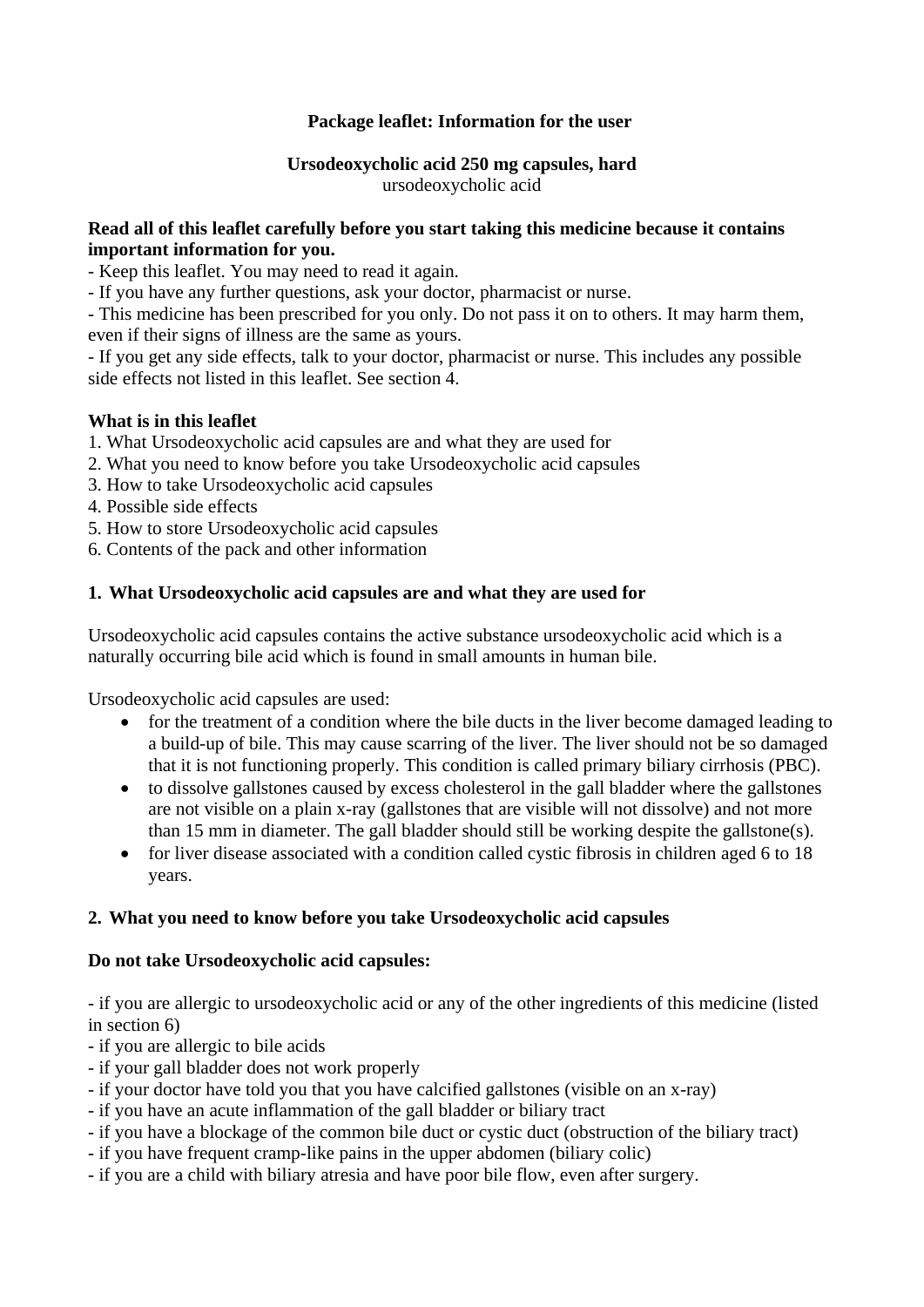**Package leaflet: Information for the user**

**Ursodeoxycholic acid 250 mg capsules, hard**
ursodeoxycholic acid

**Read all of this leaflet carefully before you start taking this medicine because it contains important information for you.**

- Keep this leaflet. You may need to read it again.
- If you have any further questions, ask your doctor, pharmacist or nurse.
- This medicine has been prescribed for you only. Do not pass it on to others. It may harm them, even if their signs of illness are the same as yours.
- If you get any side effects, talk to your doctor, pharmacist or nurse. This includes any possible side effects not listed in this leaflet. See section 4.

**What is in this leaflet**

1. What Ursodeoxycholic acid capsules are and what they are used for
2. What you need to know before you take Ursodeoxycholic acid capsules
3. How to take Ursodeoxycholic acid capsules
4. Possible side effects
5. How to store Ursodeoxycholic acid capsules
6. Contents of the pack and other information

## 1. What Ursodeoxycholic acid capsules are and what they are used for

Ursodeoxycholic acid capsules contains the active substance ursodeoxycholic acid which is a naturally occurring bile acid which is found in small amounts in human bile.

Ursodeoxycholic acid capsules are used:

- for the treatment of a condition where the bile ducts in the liver become damaged leading to a build-up of bile. This may cause scarring of the liver. The liver should not be so damaged that it is not functioning properly. This condition is called primary biliary cirrhosis (PBC).
- to dissolve gallstones caused by excess cholesterol in the gall bladder where the gallstones are not visible on a plain x-ray (gallstones that are visible will not dissolve) and not more than 15 mm in diameter. The gall bladder should still be working despite the gallstone(s).
- for liver disease associated with a condition called cystic fibrosis in children aged 6 to 18 years.

## 2. What you need to know before you take Ursodeoxycholic acid capsules

**Do not take Ursodeoxycholic acid capsules:**

- if you are allergic to ursodeoxycholic acid or any of the other ingredients of this medicine (listed in section 6)
- if you are allergic to bile acids
- if your gall bladder does not work properly
- if your doctor have told you that you have calcified gallstones (visible on an x-ray)
- if you have an acute inflammation of the gall bladder or biliary tract
- if you have a blockage of the common bile duct or cystic duct (obstruction of the biliary tract)
- if you have frequent cramp-like pains in the upper abdomen (biliary colic)
- if you are a child with biliary atresia and have poor bile flow, even after surgery.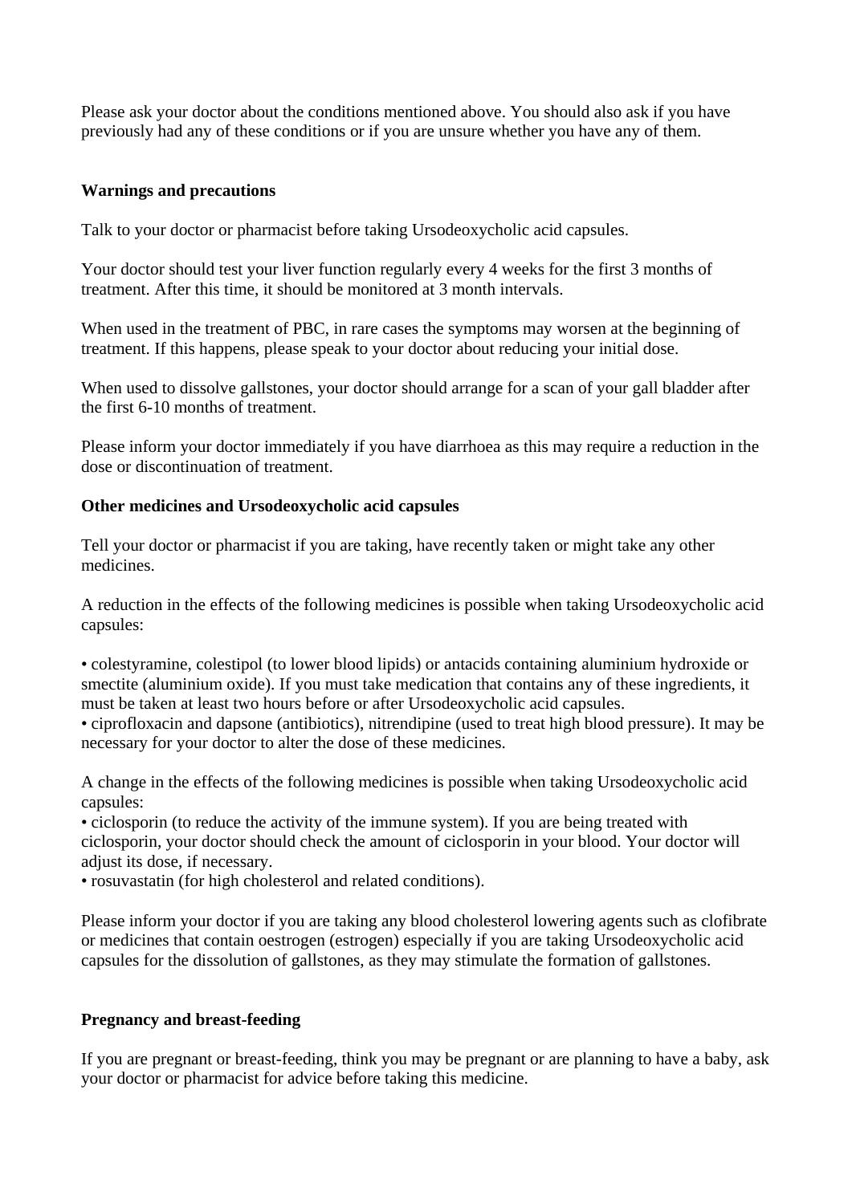Please ask your doctor about the conditions mentioned above. You should also ask if you have previously had any of these conditions or if you are unsure whether you have any of them.

**Warnings and precautions**

Talk to your doctor or pharmacist before taking Ursodeoxycholic acid capsules.

Your doctor should test your liver function regularly every 4 weeks for the first 3 months of treatment. After this time, it should be monitored at 3 month intervals.

When used in the treatment of PBC, in rare cases the symptoms may worsen at the beginning of treatment. If this happens, please speak to your doctor about reducing your initial dose.

When used to dissolve gallstones, your doctor should arrange for a scan of your gall bladder after the first 6-10 months of treatment.

Please inform your doctor immediately if you have diarrhoea as this may require a reduction in the dose or discontinuation of treatment.

**Other medicines and Ursodeoxycholic acid capsules**

Tell your doctor or pharmacist if you are taking, have recently taken or might take any other medicines.

A reduction in the effects of the following medicines is possible when taking Ursodeoxycholic acid capsules:

- colestyramine, colestipol (to lower blood lipids) or antacids containing aluminium hydroxide or smectite (aluminium oxide). If you must take medication that contains any of these ingredients, it must be taken at least two hours before or after Ursodeoxycholic acid capsules.
- ciprofloxacin and dapsone (antibiotics), nitrendipine (used to treat high blood pressure). It may be necessary for your doctor to alter the dose of these medicines.

A change in the effects of the following medicines is possible when taking Ursodeoxycholic acid capsules:

- ciclosporin (to reduce the activity of the immune system). If you are being treated with ciclosporin, your doctor should check the amount of ciclosporin in your blood. Your doctor will adjust its dose, if necessary.
- rosuvastatin (for high cholesterol and related conditions).

Please inform your doctor if you are taking any blood cholesterol lowering agents such as clofibrate or medicines that contain oestrogen (estrogen) especially if you are taking Ursodeoxycholic acid capsules for the dissolution of gallstones, as they may stimulate the formation of gallstones.

**Pregnancy and breast-feeding**

If you are pregnant or breast-feeding, think you may be pregnant or are planning to have a baby, ask your doctor or pharmacist for advice before taking this medicine.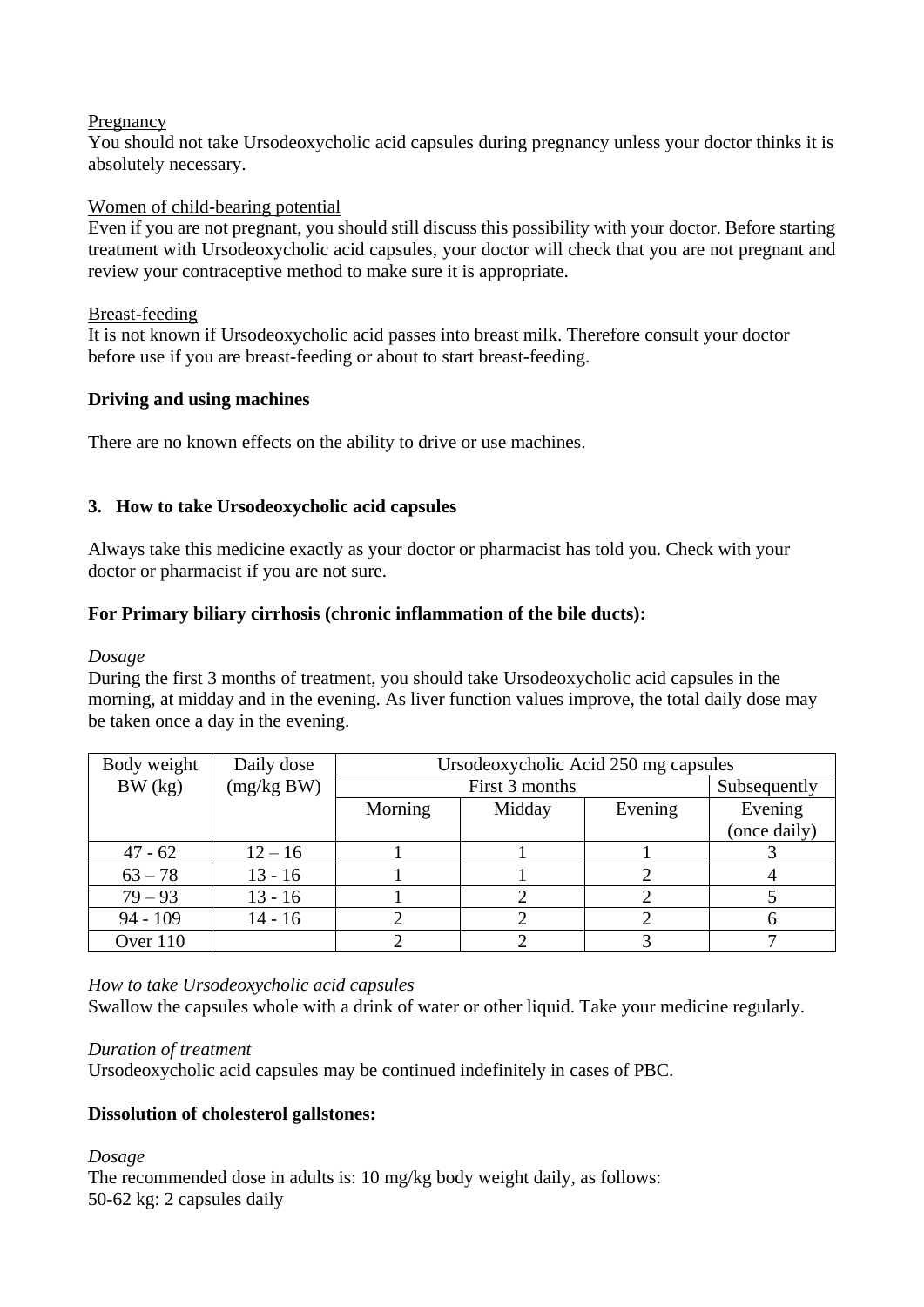<u>Pregnancy</u>
You should not take Ursodeoxycholic acid capsules during pregnancy unless your doctor thinks it is absolutely necessary.

<u>Women of child-bearing potential</u>
Even if you are not pregnant, you should still discuss this possibility with your doctor. Before starting treatment with Ursodeoxycholic acid capsules, your doctor will check that you are not pregnant and review your contraceptive method to make sure it is appropriate.

<u>Breast-feeding</u>
It is not known if Ursodeoxycholic acid passes into breast milk. Therefore consult your doctor before use if you are breast-feeding or about to start breast-feeding.

**Driving and using machines**

There are no known effects on the ability to drive or use machines.

## 3. How to take Ursodeoxycholic acid capsules

Always take this medicine exactly as your doctor or pharmacist has told you. Check with your doctor or pharmacist if you are not sure.

**For Primary biliary cirrhosis (chronic inflammation of the bile ducts):**

*Dosage*
During the first 3 months of treatment, you should take Ursodeoxycholic acid capsules in the morning, at midday and in the evening. As liver function values improve, the total daily dose may be taken once a day in the evening.

| Body weight BW (kg) | Daily dose (mg/kg BW) | Ursodeoxycholic Acid 250 mg capsules | | | |
|---|---|---|---|---|---|
| | | First 3 months | | | Subsequently |
| | | Morning | Midday | Evening | Evening (once daily) |
| 47 - 62 | 12 – 16 | 1 | 1 | 1 | 3 |
| 63 – 78 | 13 - 16 | 1 | 1 | 2 | 4 |
| 79 – 93 | 13 - 16 | 1 | 2 | 2 | 5 |
| 94 - 109 | 14 - 16 | 2 | 2 | 2 | 6 |
| Over 110 | | 2 | 2 | 3 | 7 |

*How to take Ursodeoxycholic acid capsules*
Swallow the capsules whole with a drink of water or other liquid. Take your medicine regularly.

*Duration of treatment*
Ursodeoxycholic acid capsules may be continued indefinitely in cases of PBC.

**Dissolution of cholesterol gallstones:**

*Dosage*
The recommended dose in adults is: 10 mg/kg body weight daily, as follows:
50-62 kg: 2 capsules daily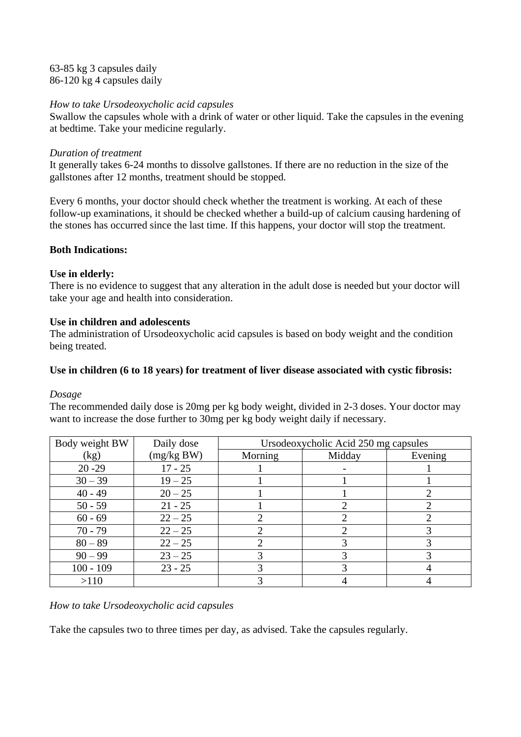63-85 kg 3 capsules daily  
86-120 kg 4 capsules daily

*How to take Ursodeoxycholic acid capsules*  
Swallow the capsules whole with a drink of water or other liquid. Take the capsules in the evening at bedtime. Take your medicine regularly.

*Duration of treatment*  
It generally takes 6-24 months to dissolve gallstones. If there are no reduction in the size of the gallstones after 12 months, treatment should be stopped.

Every 6 months, your doctor should check whether the treatment is working. At each of these follow-up examinations, it should be checked whether a build-up of calcium causing hardening of the stones has occurred since the last time. If this happens, your doctor will stop the treatment.

**Both Indications:**

**Use in elderly:**  
There is no evidence to suggest that any alteration in the adult dose is needed but your doctor will take your age and health into consideration.

**Use in children and adolescents**  
The administration of Ursodeoxycholic acid capsules is based on body weight and the condition being treated.

**Use in children (6 to 18 years) for treatment of liver disease associated with cystic fibrosis:**

*Dosage*  
The recommended daily dose is 20mg per kg body weight, divided in 2-3 doses. Your doctor may want to increase the dose further to 30mg per kg body weight daily if necessary.

| Body weight BW (kg) | Daily dose (mg/kg BW) | Ursodeoxycholic Acid 250 mg capsules | | |
|---|---|---|---|---|
| | | Morning | Midday | Evening |
| 20 -29 | 17 - 25 | 1 | - | 1 |
| 30 – 39 | 19 – 25 | 1 | 1 | 1 |
| 40 - 49 | 20 – 25 | 1 | 1 | 2 |
| 50 - 59 | 21 - 25 | 1 | 2 | 2 |
| 60 - 69 | 22 – 25 | 2 | 2 | 2 |
| 70 - 79 | 22 – 25 | 2 | 2 | 3 |
| 80 – 89 | 22 – 25 | 2 | 3 | 3 |
| 90 – 99 | 23 – 25 | 3 | 3 | 3 |
| 100 - 109 | 23 - 25 | 3 | 3 | 4 |
| >110 | | 3 | 4 | 4 |

*How to take Ursodeoxycholic acid capsules*

Take the capsules two to three times per day, as advised. Take the capsules regularly.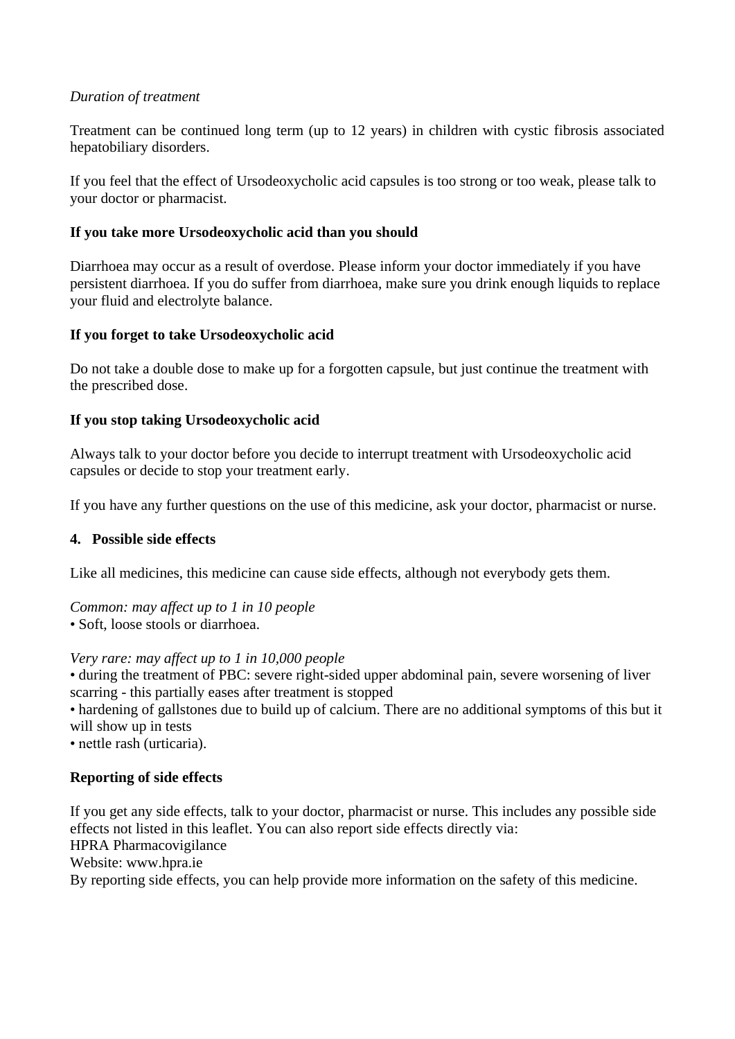*Duration of treatment*

Treatment can be continued long term (up to 12 years) in children with cystic fibrosis associated hepatobiliary disorders.

If you feel that the effect of Ursodeoxycholic acid capsules is too strong or too weak, please talk to your doctor or pharmacist.

**If you take more Ursodeoxycholic acid than you should**

Diarrhoea may occur as a result of overdose. Please inform your doctor immediately if you have persistent diarrhoea. If you do suffer from diarrhoea, make sure you drink enough liquids to replace your fluid and electrolyte balance.

**If you forget to take Ursodeoxycholic acid**

Do not take a double dose to make up for a forgotten capsule, but just continue the treatment with the prescribed dose.

**If you stop taking Ursodeoxycholic acid**

Always talk to your doctor before you decide to interrupt treatment with Ursodeoxycholic acid capsules or decide to stop your treatment early.

If you have any further questions on the use of this medicine, ask your doctor, pharmacist or nurse.

## 4. Possible side effects

Like all medicines, this medicine can cause side effects, although not everybody gets them.

*Common: may affect up to 1 in 10 people*
• Soft, loose stools or diarrhoea.

*Very rare: may affect up to 1 in 10,000 people*
• during the treatment of PBC: severe right-sided upper abdominal pain, severe worsening of liver scarring - this partially eases after treatment is stopped
• hardening of gallstones due to build up of calcium. There are no additional symptoms of this but it will show up in tests
• nettle rash (urticaria).

**Reporting of side effects**

If you get any side effects, talk to your doctor, pharmacist or nurse. This includes any possible side effects not listed in this leaflet. You can also report side effects directly via:
HPRA Pharmacovigilance
Website: www.hpra.ie
By reporting side effects, you can help provide more information on the safety of this medicine.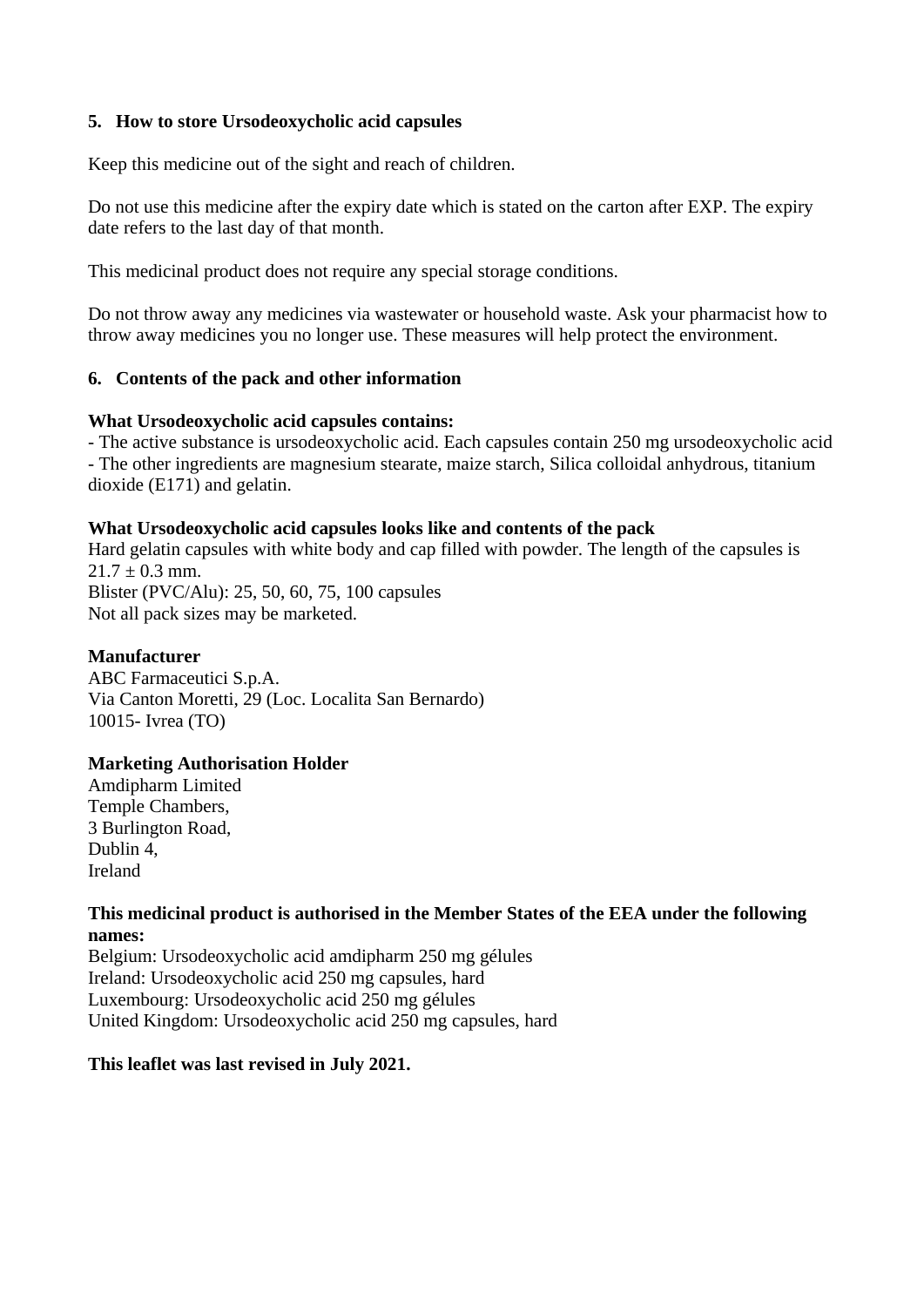## 5. How to store Ursodeoxycholic acid capsules

Keep this medicine out of the sight and reach of children.

Do not use this medicine after the expiry date which is stated on the carton after EXP. The expiry date refers to the last day of that month.

This medicinal product does not require any special storage conditions.

Do not throw away any medicines via wastewater or household waste. Ask your pharmacist how to throw away medicines you no longer use. These measures will help protect the environment.

## 6. Contents of the pack and other information

**What Ursodeoxycholic acid capsules contains:**
- The active substance is ursodeoxycholic acid. Each capsules contain 250 mg ursodeoxycholic acid
- The other ingredients are magnesium stearate, maize starch, Silica colloidal anhydrous, titanium dioxide (E171) and gelatin.

**What Ursodeoxycholic acid capsules looks like and contents of the pack**
Hard gelatin capsules with white body and cap filled with powder. The length of the capsules is $21.7 \pm 0.3$ mm.
Blister (PVC/Alu): 25, 50, 60, 75, 100 capsules
Not all pack sizes may be marketed.

**Manufacturer**
ABC Farmaceutici S.p.A.
Via Canton Moretti, 29 (Loc. Localita San Bernardo)
10015- Ivrea (TO)

**Marketing Authorisation Holder**
Amdipharm Limited
Temple Chambers,
3 Burlington Road,
Dublin 4,
Ireland

**This medicinal product is authorised in the Member States of the EEA under the following names:**
Belgium: Ursodeoxycholic acid amdipharm 250 mg gélules
Ireland: Ursodeoxycholic acid 250 mg capsules, hard
Luxembourg: Ursodeoxycholic acid 250 mg gélules
United Kingdom: Ursodeoxycholic acid 250 mg capsules, hard

**This leaflet was last revised in July 2021.**